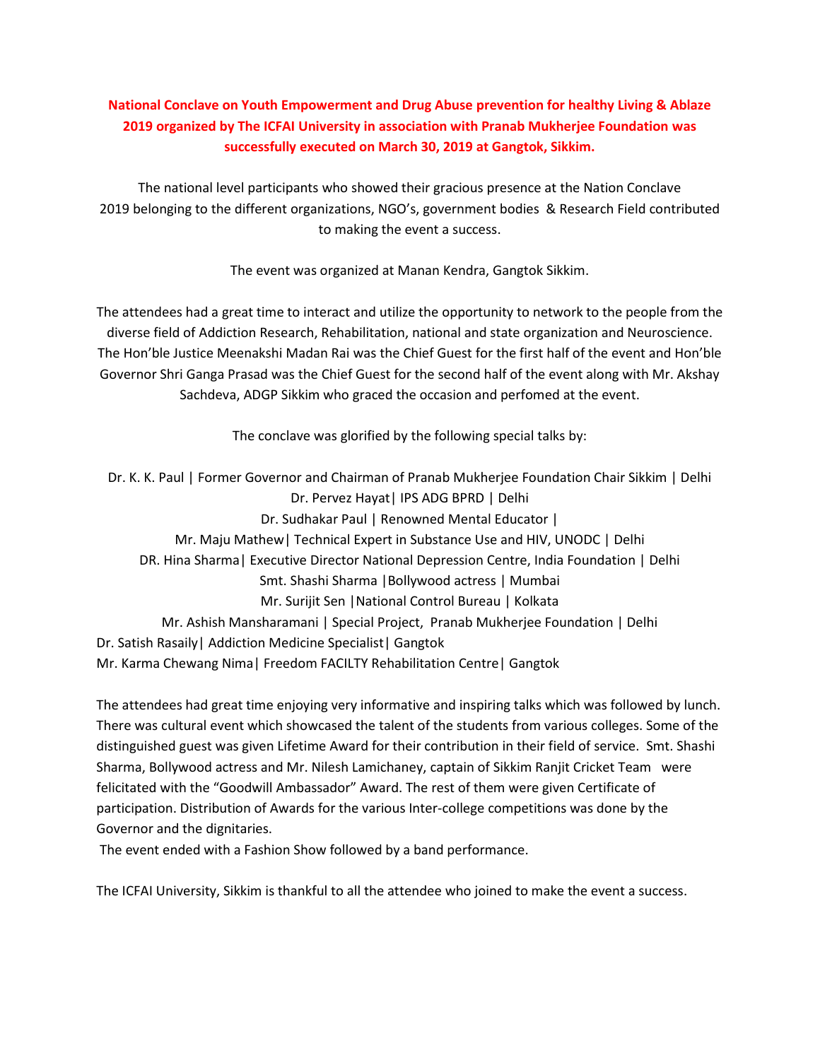**National Conclave on Youth Empowerment and Drug Abuse prevention for healthy Living & Ablaze 2019 organized by The ICFAI University in association with Pranab Mukherjee Foundation was successfully executed on March 30, 2019 at Gangtok, Sikkim.**

The national level participants who showed their gracious presence at the Nation Conclave 2019 belonging to the different organizations, NGO's, government bodies & Research Field contributed to making the event a success.

The event was organized at Manan Kendra, Gangtok Sikkim.

The attendees had a great time to interact and utilize the opportunity to network to the people from the diverse field of Addiction Research, Rehabilitation, national and state organization and Neuroscience. The Hon'ble Justice Meenakshi Madan Rai was the Chief Guest for the first half of the event and Hon'ble Governor Shri Ganga Prasad was the Chief Guest for the second half of the event along with Mr. Akshay Sachdeva, ADGP Sikkim who graced the occasion and perfomed at the event.

The conclave was glorified by the following special talks by:

Dr. K. K. Paul | Former Governor and Chairman of Pranab Mukherjee Foundation Chair Sikkim | Delhi
Dr. Pervez Hayat| IPS ADG BPRD | Delhi
Dr. Sudhakar Paul | Renowned Mental Educator |
Mr. Maju Mathew| Technical Expert in Substance Use and HIV, UNODC | Delhi
DR. Hina Sharma| Executive Director National Depression Centre, India Foundation | Delhi
Smt. Shashi Sharma |Bollywood actress | Mumbai
Mr. Surijit Sen |National Control Bureau | Kolkata
Mr. Ashish Mansharamani | Special Project, Pranab Mukherjee Foundation | Delhi
Dr. Satish Rasaily| Addiction Medicine Specialist| Gangtok
Mr. Karma Chewang Nima| Freedom FACILTY Rehabilitation Centre| Gangtok

The attendees had great time enjoying very informative and inspiring talks which was followed by lunch. There was cultural event which showcased the talent of the students from various colleges. Some of the distinguished guest was given Lifetime Award for their contribution in their field of service. Smt. Shashi Sharma, Bollywood actress and Mr. Nilesh Lamichaney, captain of Sikkim Ranjit Cricket Team were felicitated with the "Goodwill Ambassador" Award. The rest of them were given Certificate of participation. Distribution of Awards for the various Inter-college competitions was done by the Governor and the dignitaries.

The event ended with a Fashion Show followed by a band performance.

The ICFAI University, Sikkim is thankful to all the attendee who joined to make the event a success.